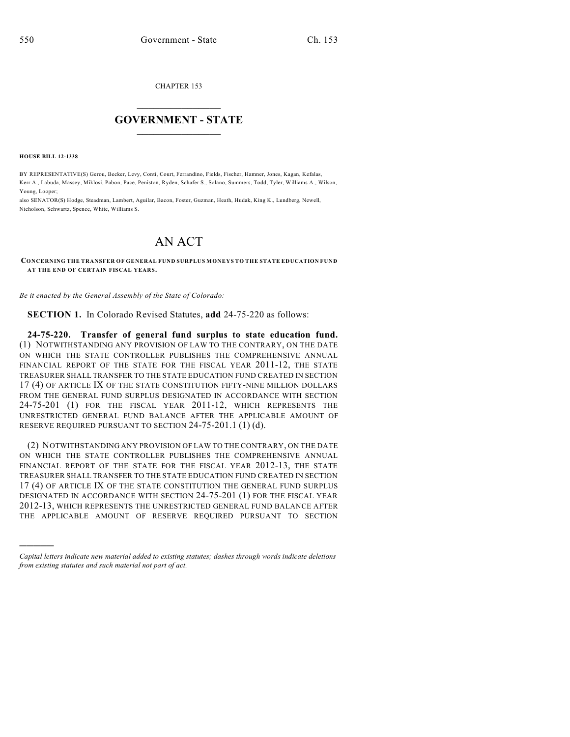CHAPTER 153

# GOVERNMENT - STATE

**HOUSE BILL 12-1338**

BY REPRESENTATIVE(S) Gerou, Becker, Levy, Conti, Court, Ferrandino, Fields, Fischer, Hamner, Jones, Kagan, Kefalas, Kerr A., Labuda, Massey, Miklosi, Pabon, Pace, Peniston, Ryden, Schafer S., Solano, Summers, Todd, Tyler, Williams A., Wilson, Young, Looper;
also SENATOR(S) Hodge, Steadman, Lambert, Aguilar, Bacon, Foster, Guzman, Heath, Hudak, King K., Lundberg, Newell, Nicholson, Schwartz, Spence, White, Williams S.

# AN ACT

**CONCERNING THE TRANSFER OF GENERAL FUND SURPLUS MONEYS TO THE STATE EDUCATION FUND AT THE END OF CERTAIN FISCAL YEARS.**

*Be it enacted by the General Assembly of the State of Colorado:*

**SECTION 1.** In Colorado Revised Statutes, **add** 24-75-220 as follows:

**24-75-220. Transfer of general fund surplus to state education fund.** (1) NOTWITHSTANDING ANY PROVISION OF LAW TO THE CONTRARY, ON THE DATE ON WHICH THE STATE CONTROLLER PUBLISHES THE COMPREHENSIVE ANNUAL FINANCIAL REPORT OF THE STATE FOR THE FISCAL YEAR 2011-12, THE STATE TREASURER SHALL TRANSFER TO THE STATE EDUCATION FUND CREATED IN SECTION 17 (4) OF ARTICLE IX OF THE STATE CONSTITUTION FIFTY-NINE MILLION DOLLARS FROM THE GENERAL FUND SURPLUS DESIGNATED IN ACCORDANCE WITH SECTION 24-75-201 (1) FOR THE FISCAL YEAR 2011-12, WHICH REPRESENTS THE UNRESTRICTED GENERAL FUND BALANCE AFTER THE APPLICABLE AMOUNT OF RESERVE REQUIRED PURSUANT TO SECTION 24-75-201.1 (1) (d).

(2) NOTWITHSTANDING ANY PROVISION OF LAW TO THE CONTRARY, ON THE DATE ON WHICH THE STATE CONTROLLER PUBLISHES THE COMPREHENSIVE ANNUAL FINANCIAL REPORT OF THE STATE FOR THE FISCAL YEAR 2012-13, THE STATE TREASURER SHALL TRANSFER TO THE STATE EDUCATION FUND CREATED IN SECTION 17 (4) OF ARTICLE IX OF THE STATE CONSTITUTION THE GENERAL FUND SURPLUS DESIGNATED IN ACCORDANCE WITH SECTION 24-75-201 (1) FOR THE FISCAL YEAR 2012-13, WHICH REPRESENTS THE UNRESTRICTED GENERAL FUND BALANCE AFTER THE APPLICABLE AMOUNT OF RESERVE REQUIRED PURSUANT TO SECTION

---

*Capital letters indicate new material added to existing statutes; dashes through words indicate deletions from existing statutes and such material not part of act.*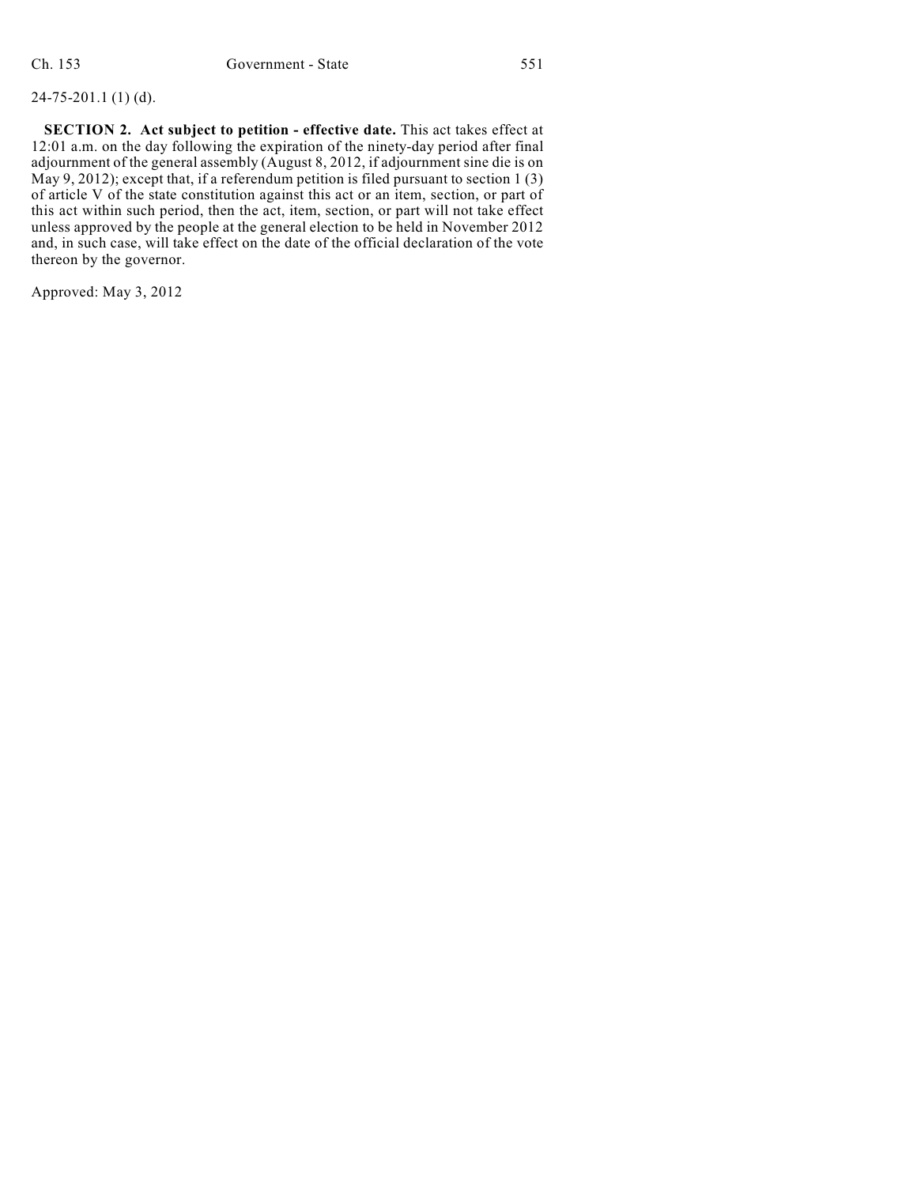24-75-201.1 (1) (d).

**SECTION 2. Act subject to petition - effective date.** This act takes effect at 12:01 a.m. on the day following the expiration of the ninety-day period after final adjournment of the general assembly (August 8, 2012, if adjournment sine die is on May 9, 2012); except that, if a referendum petition is filed pursuant to section 1 (3) of article V of the state constitution against this act or an item, section, or part of this act within such period, then the act, item, section, or part will not take effect unless approved by the people at the general election to be held in November 2012 and, in such case, will take effect on the date of the official declaration of the vote thereon by the governor.

Approved: May 3, 2012